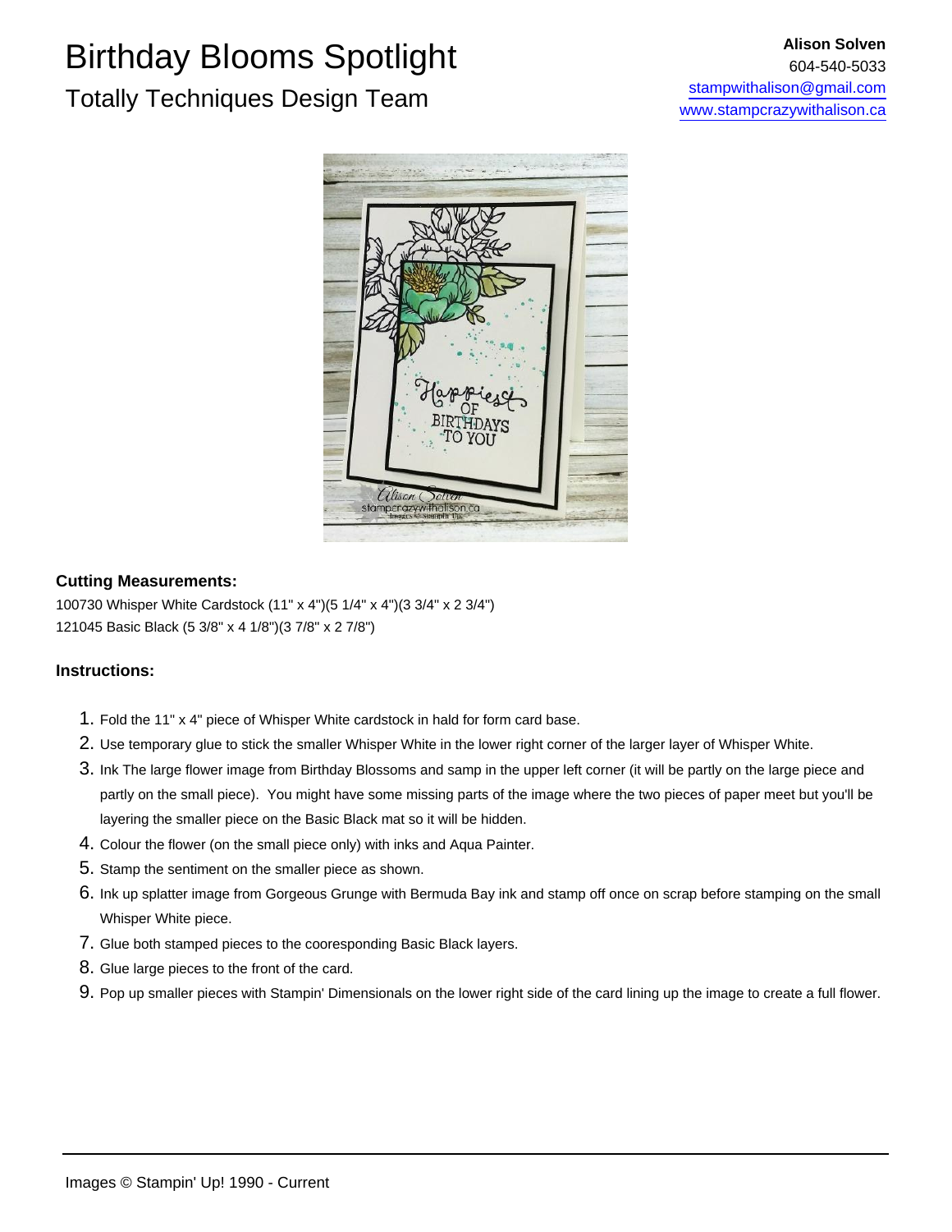# Birthday Blooms Spotlight

## Totally Techniques Design Team

**Alison Solven**
604-540-5033
stampwithalison@gmail.com
www.stampcrazywithalison.ca

**Cutting Measurements:**

100730 Whisper White Cardstock (11" x 4")(5 1/4" x 4")(3 3/4" x 2 3/4")
121045 Basic Black (5 3/8" x 4 1/8")(3 7/8" x 2 7/8")

**Instructions:**

1. Fold the 11" x 4" piece of Whisper White cardstock in hald for form card base.
2. Use temporary glue to stick the smaller Whisper White in the lower right corner of the larger layer of Whisper White.
3. Ink The large flower image from Birthday Blossoms and samp in the upper left corner (it will be partly on the large piece and partly on the small piece). You might have some missing parts of the image where the two pieces of paper meet but you'll be layering the smaller piece on the Basic Black mat so it will be hidden.
4. Colour the flower (on the small piece only) with inks and Aqua Painter.
5. Stamp the sentiment on the smaller piece as shown.
6. Ink up splatter image from Gorgeous Grunge with Bermuda Bay ink and stamp off once on scrap before stamping on the small Whisper White piece.
7. Glue both stamped pieces to the cooresponding Basic Black layers.
8. Glue large pieces to the front of the card.
9. Pop up smaller pieces with Stampin' Dimensionals on the lower right side of the card lining up the image to create a full flower.

Images © Stampin' Up! 1990 - Current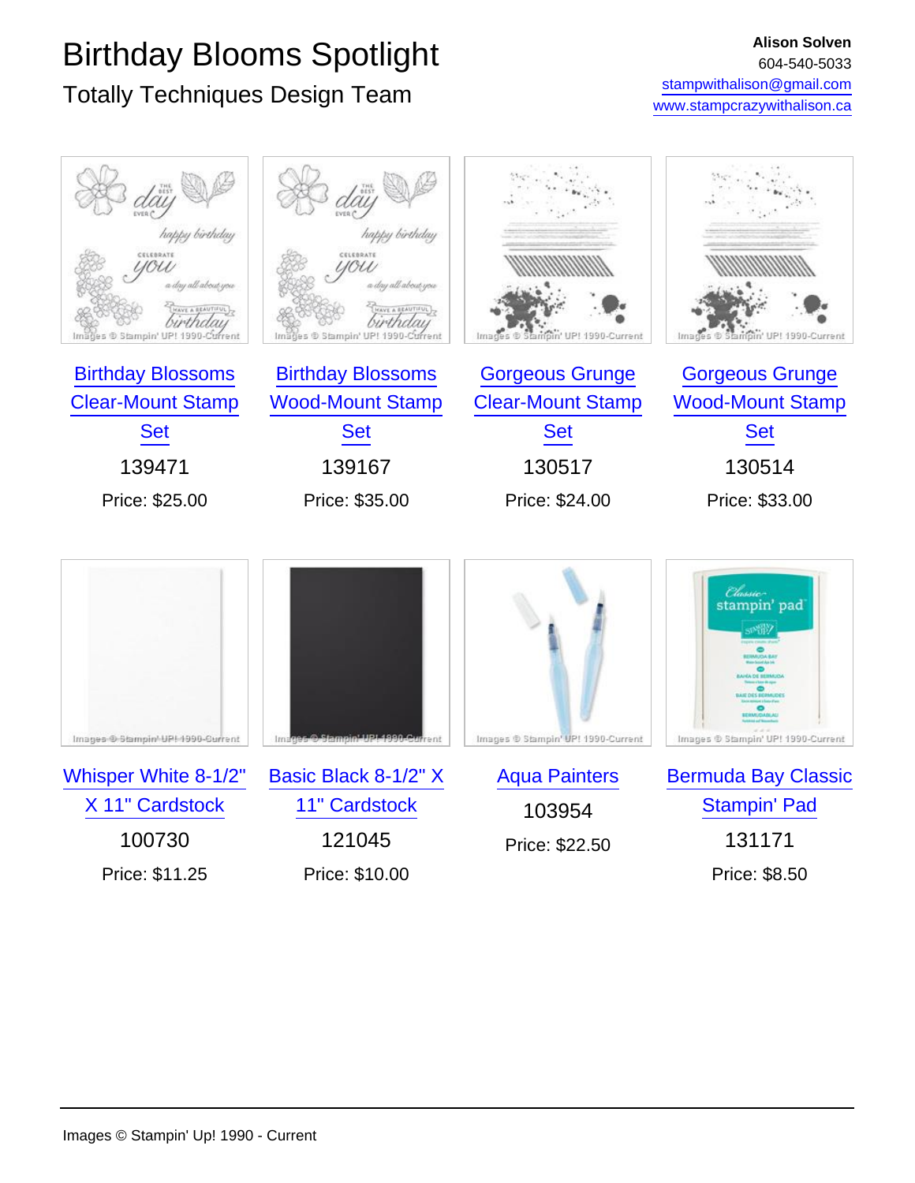# Birthday Blooms Spotlight

## Totally Techniques Design Team

**Alison Solven**
604-540-5033
stampwithalison@gmail.com
www.stampcrazywithalison.ca

Birthday Blossoms Clear-Mount Stamp Set
139471
Price: $25.00

Birthday Blossoms Wood-Mount Stamp Set
139167
Price: $35.00

Gorgeous Grunge Clear-Mount Stamp Set
130517
Price: $24.00

Gorgeous Grunge Wood-Mount Stamp Set
130514
Price: $33.00

Whisper White 8-1/2" X 11" Cardstock
100730
Price: $11.25

Basic Black 8-1/2" X 11" Cardstock
121045
Price: $10.00

Aqua Painters
103954
Price: $22.50

Bermuda Bay Classic Stampin' Pad
131171
Price: $8.50

Images © Stampin' Up! 1990 - Current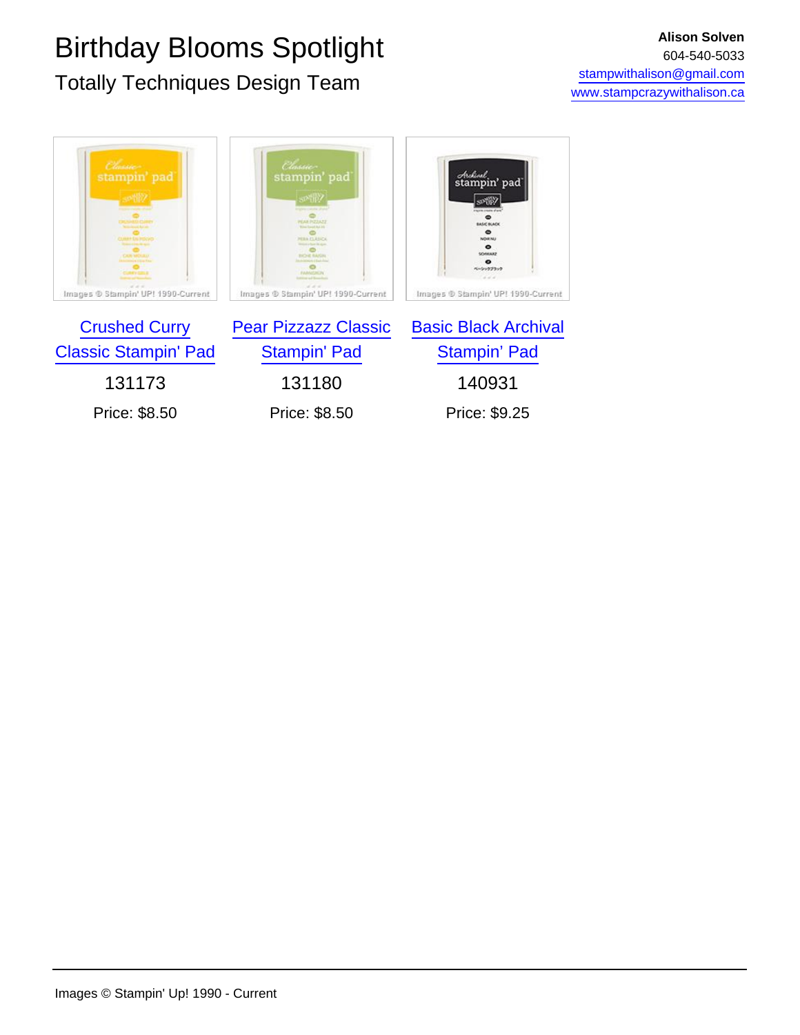# Birthday Blooms Spotlight

## Totally Techniques Design Team

**Alison Solven**
604-540-5033
stampwithalison@gmail.com
www.stampcrazywithalison.ca

| | | |
|---|---|---|
| Crushed Curry Classic Stampin' Pad | Pear Pizzazz Classic Stampin' Pad | Basic Black Archival Stampin' Pad |
| 131173 | 131180 | 140931 |
| Price: $8.50 | Price: $8.50 | Price: $9.25 |

Images © Stampin' Up! 1990 - Current